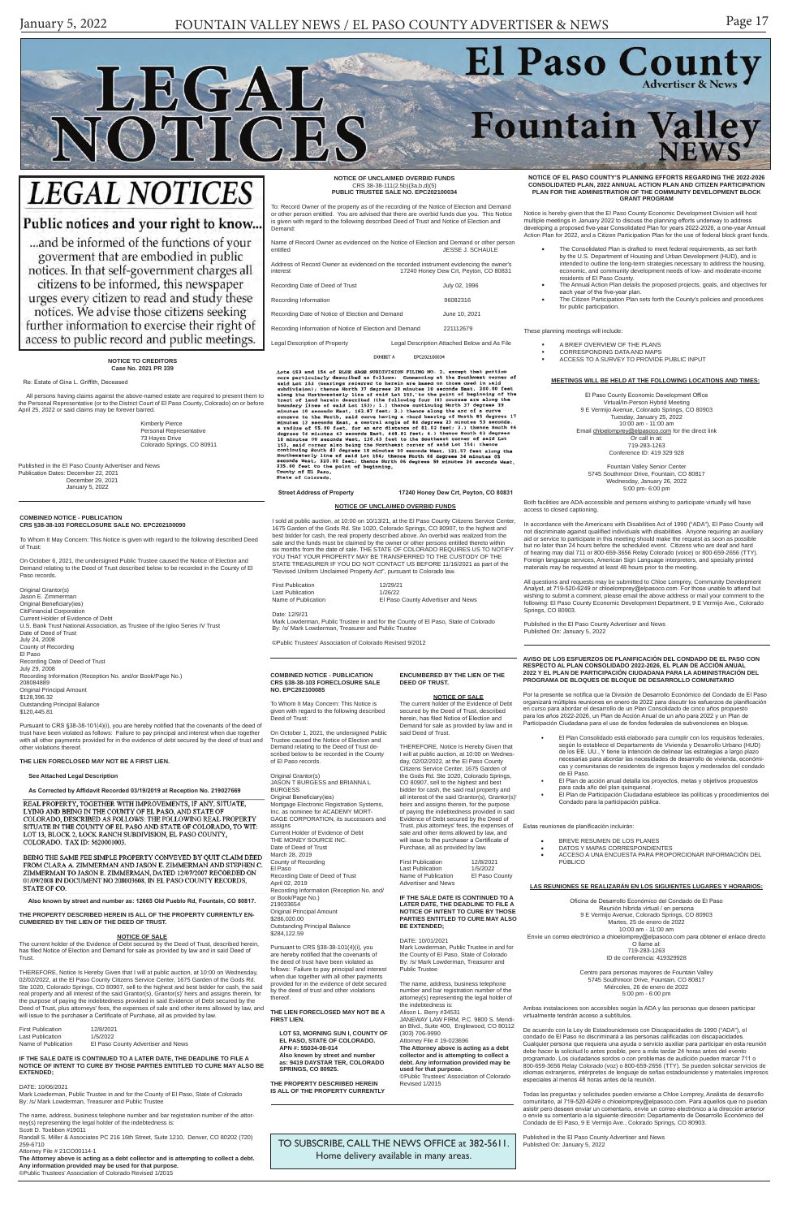# LEGAL NOTICES

## Public notices and your right to know...

...and be informed of the functions of your goverment that are embodied in public notices. In that self-government charges all citizens to be informed, this newspaper urges every citizen to read and study these notices. We advise those citizens seeking further information to exercise their right of access to public record and public meetings.

**NOTICE TO CREDITORS**
**Case No. 2021 PR 339**

Re: Estate of Gina L. Griffith, Deceased

All persons having claims against the above-named estate are required to present them to the Personal Representative (or to the District Court of El Paso County, Colorado) on or before April 25, 2022 or said claims may be forever barred.

Kimberly Pierce
Personal Representative
73 Hayes Drive
Colorado Springs, CO 80911

Published in the El Paso County Advertiser and News
Publication Dates: December 22, 2021
December 29, 2021
January 5, 2022

---

**COMBINED NOTICE - PUBLICATION**
**CRS §38-38-103 FORECLOSURE SALE NO. EPC202100090**

To Whom It May Concern: This Notice is given with regard to the following described Deed of Trust:

On October 6, 2021, the undersigned Public Trustee caused the Notice of Election and Demand relating to the Deed of Trust described below to be recorded in the County of El Paso records.

Original Grantor(s)
Jason E. Zimmerman
Original Beneficiary(ies)
CitiFinancial Corporation
Current Holder of Evidence of Debt
U.S. Bank Trust National Association, as Trustee of the Igloo Series IV Trust
Date of Deed of Trust
July 24, 2008
County of Recording
El Paso
Recording Date of Deed of Trust
July 29, 2008
Recording Information (Reception No. and/or Book/Page No.)
208084889
Original Principal Amount
$128,396.32
Outstanding Principal Balance
$120,445.81

Pursuant to CRS §38-38-101(4)(i), you are hereby notified that the covenants of the deed of trust have been violated as follows: Failure to pay principal and interest when due together with all other payments provided for in the evidence of debt secured by the deed of trust and other violations thereof.

**THE LIEN FORECLOSED MAY NOT BE A FIRST LIEN.**

**See Attached Legal Description**

**As Corrected by Affidavit Recorded 03/19/2019 at Reception No. 219027669**

REAL PROPERTY, TOGETHER WITH IMPROVEMENTS, IF ANY, SITUATE, LYING AND BEING IN THE COUNTY OF EL PASO, AND STATE OF COLORADO, DESCRIBED AS FOLLOWS: THE FOLLOWING REAL PROPERTY SITUATE IN THE COUNTY OF EL PASO AND STATE OF COLORADO, TO WIT: LOT 13, BLOCK 2, LOCK RANCH SUBDIVISION, EL PASO COUNTY, COLORADO. TAX ID: 5620001003.

BEING THE SAME FEE SIMPLE PROPERTY CONVEYED BY QUIT CLAIM DEED FROM CLARA A. ZIMMERMAN AND JASON E. ZIMMERMAN AND STEPHEN C. ZIMMERMAN TO JASON E. ZIMMERMAN, DATED 12/07/2007 RECORDED ON 01/09/2008 IN DOCUMENT NO 208003608, IN EL PASO COUNTY RECORDS, STATE OF CO.

**Also known by street and number as: 12665 Old Pueblo Rd, Fountain, CO 80817.**

**THE PROPERTY DESCRIBED HEREIN IS ALL OF THE PROPERTY CURRENTLY ENCUMBERED BY THE LIEN OF THE DEED OF TRUST.**

**NOTICE OF SALE**

The current holder of the Evidence of Debt secured by the Deed of Trust, described herein, has filed Notice of Election and Demand for sale as provided by law and in said Deed of Trust.

THEREFORE, Notice Is Hereby Given that I will at public auction, at 10:00 on Wednesday, 02/02/2022, at the El Paso County Citizens Service Center, 1675 Garden of the Gods Rd. Ste 1020, Colorado Springs, CO 80907, sell to the highest and best bidder for cash, the said real property and all interest of the said Grantor(s), Grantor(s)' heirs and assigns therein, for the purpose of paying the indebtedness provided in said Evidence of Debt secured by the Deed of Trust, plus attorneys' fees, the expenses of sale and other items allowed by law, and will issue to the purchaser a Certificate of Purchase, all as provided by law.

First Publication 12/8/2021
Last Publication 1/5/2022
Name of Publication El Paso County Advertiser and News

**IF THE SALE DATE IS CONTINUED TO A LATER DATE, THE DEADLINE TO FILE A NOTICE OF INTENT TO CURE BY THOSE PARTIES ENTITLED TO CURE MAY ALSO BE EXTENDED;**

DATE: 10/06/2021
Mark Lowderman, Public Trustee in and for the County of El Paso, State of Colorado
By: /s/ Mark Lowderman, Treasurer and Public Trustee

The name, address, business telephone number and bar registration number of the attorney(s) representing the legal holder of the indebtedness is:
Scott D. Toebben #19011
Randall S. Miller & Associates PC 216 16th Street, Suite 1210, Denver, CO 80202 (720) 259-6710
Attorney File # 21CO00114-1
**The Attorney above is acting as a debt collector and is attempting to collect a debt. Any information provided may be used for that purpose.**
©Public Trustees' Association of Colorado Revised 1/2015

---

**NOTICE OF UNCLAIMED OVERBID FUNDS**
CRS 38-38-111(2.5b)(3a,b,d)(5)
**PUBLIC TRUSTEE SALE NO. EPC202100034**

To: Record Owner of the property as of the recording of the Notice of Election and Demand or other person entitled. You are advised that there are overbid funds due you. This Notice is given with regard to the following described Deed of Trust and Notice of Election and Demand:

| | |
|---|---|
| Name of Record Owner as evidenced on the Notice of Election and Demand or other person entitled | JESSE J. SCHAULE |
| Address of Record Owner as evidenced on the recorded instrument evidencing the owner's interest | 17240 Honey Dew Crt, Peyton, CO 80831 |
| Recording Date of Deed of Trust | July 02, 1996 |
| Recording Information | 96082316 |
| Recording Date of Notice of Election and Demand | June 10, 2021 |
| Recording Information of Notice of Election and Demand | 221112679 |
| Legal Description of Property | Legal Description Attached Below and As File |

EXHIBIT A EPC202100034

Lots 153 and 154 of BLUE SAGE SUBDIVISION FILING NO. 2, except that portion more particularly described as follows: Commencing at the Southwest corner of said Lot 153 (bearings referred to herein are based on those used in said subdivision); thence North 37 degrees 29 minutes 10 seconds East, 300.00 feet along the Northwesterly line of said Lot 153,' to the point of beginning of the tract of land herein described (the following four (4) courses are along the boundary lines of said Lot 153); 1.) thence continuing North 37 degrees 29 minutes 10 seconds East, 162.87 feet; 2.) thence along the arc of a curve concave to the North, said curve having a chord bearing of North 85 degrees 17 minutes 12 seconds East, a central angle of 84 degrees 23 minutes 53 seconds, a radius of 55.00 feet, for an arc distance of 81.02 feet; 3.) thence South 46 degrees 54 minutes 43 seconds East, 448.81 feet; 4.) thence South 63 degrees 18 minutes 00 seconds West, 130.43 feet to the Southeast corner of said Lot 153, said corner also being the Northeast corner of said Lot 154; thence continuing South 43 degrees 18 minutes 00 seconds West, 121.57 feet along the Southeasterly line of said Lot 154; thence North 68 degrees 34 minutes 05 seconds West, 323.00 feet; thence North 06 degrees 58 minutes 26 seconds West, 235.00 feet to the point of beginning,
County of El Paso,
State of Colorado.

**Street Address of Property** **17240 Honey Dew Crt, Peyton, CO 80831**

**NOTICE OF UNCLAIMED OVERBID FUNDS**

I sold at public auction, at 10:00 on 10/13/21, at the El Paso County Citizens Service Center, 1675 Garden of the Gods Rd. Ste 1020, Colorado Springs, CO 80907, to the highest and best bidder for cash, the real property described above. An overbid was realized from the sale and the funds must be claimed by the owner or other persons entitled thereto within six months from the date of sale. THE STATE OF COLORADO REQUIRES US TO NOTIFY YOU THAT YOUR PROPERTY MAY BE TRANSFERRED TO THE CUSTODY OF THE STATE TREASURER IF YOU DO NOT CONTACT US BEFORE 11/16/2021 as part of the "Revised Uniform Unclaimed Property Act", pursuant to Colorado law.

First Publication 12/29/21
Last Publication 1/26/22
Name of Publication El Paso County Advertiser and News

Date: 12/9/21
Mark Lowderman, Public Trustee in and for the County of El Paso, State of Colorado
By: /s/ Mark Lowderman, Treasurer and Public Trustee

©Public Trustees' Association of Colorado Revised 9/2012

---

**COMBINED NOTICE - PUBLICATION**
**CRS §38-38-103 FORECLOSURE SALE NO. EPC202100085**

To Whom It May Concern: This Notice is given with regard to the following described Deed of Trust:

On October 1, 2021, the undersigned Public Trustee caused the Notice of Election and Demand relating to the Deed of Trust described below to be recorded in the County of El Paso records.

Original Grantor(s)
JASON T BURGESS and BRIANNA L BURGESS
Original Beneficiary(ies)
Mortgage Electronic Registration Systems, Inc. as nominee for ACADEMY MORTGAGE CORPORATION, its successors and assigns
Current Holder of Evidence of Debt
THE MONEY SOURCE INC.
Date of Deed of Trust
March 28, 2019
County of Recording
El Paso
Recording Date of Deed of Trust
April 02, 2019
Recording Information (Reception No. and/ or Book/Page No.)
219033654
Original Principal Amount
$286,020.00
Outstanding Principal Balance
$284,122.59

Pursuant to CRS §38-38-101(4)(i), you are hereby notified that the covenants of the deed of trust have been violated as follows: Failure to pay principal and interest when due together with all other payments provided for in the evidence of debt secured by the deed of trust and other violations thereof.

**THE LIEN FORECLOSED MAY NOT BE A FIRST LIEN.**

**LOT 53, MORNING SUN I, COUNTY OF EL PASO, STATE OF COLORADO. APN #: 55034-08-014**
**Also known by street and number as: 9419 DAYSTAR TER, COLORADO SPRINGS, CO 80925.**

**THE PROPERTY DESCRIBED HEREIN IS ALL OF THE PROPERTY CURRENTLY ENCUMBERED BY THE LIEN OF THE DEED OF TRUST.**

**NOTICE OF SALE**

The current holder of the Evidence of Debt secured by the Deed of Trust, described herein, has filed Notice of Election and Demand for sale as provided by law and in said Deed of Trust.

THEREFORE, Notice Is Hereby Given that I will at public auction, at 10:00 on Wednesday, 02/02/2022, at the El Paso County Citizens Service Center, 1675 Garden of the Gods Rd. Ste 1020, Colorado Springs, CO 80907, sell to the highest and best bidder for cash, the said real property and all interest of the said Grantor(s), Grantor(s)' heirs and assigns therein, for the purpose of paying the indebtedness provided in said Evidence of Debt secured by the Deed of Trust, plus attorneys' fees, the expenses of sale and other items allowed by law, and will issue to the purchaser a Certificate of Purchase, all as provided by law.

First Publication 12/8/2021
Last Publication 1/5/2022
Name of Publication El Paso County Advertiser and News

**IF THE SALE DATE IS CONTINUED TO A LATER DATE, THE DEADLINE TO FILE A NOTICE OF INTENT TO CURE BY THOSE PARTIES ENTITLED TO CURE MAY ALSO BE EXTENDED;**

DATE: 10/01/2021
Mark Lowderman, Public Trustee in and for the County of El Paso, State of Colorado
By: /s/ Mark Lowderman, Treasurer and Public Trustee

The name, address, business telephone number and bar registration number of the attorney(s) representing the legal holder of the indebtedness is:
Alison L. Berry #34531
JANEWAY LAW FIRM, P.C. 9800 S. Meridian Blvd., Suite 400, Englewood, CO 80112 (303) 706-9990
Attorney File # 19-023696
**The Attorney above is acting as a debt collector and is attempting to collect a debt. Any information provided may be used for that purpose.**
©Public Trustees' Association of Colorado Revised 1/2015

TO SUBSCRIBE, CALL THE NEWS OFFICE at 382-5611.
Home delivery available in many areas.

---

**NOTICE OF EL PASO COUNTY'S PLANNING EFFORTS REGARDING THE 2022-2026 CONSOLIDATED PLAN, 2022 ANNUAL ACTION PLAN AND CITIZEN PARTICIPATION PLAN FOR THE ADMINISTRATION OF THE COMMUNITY DEVELOPMENT BLOCK GRANT PROGRAM**

Notice is hereby given that the El Paso County Economic Development Division will host multiple meetings in January 2022 to discuss the planning efforts underway to address developing a proposed five-year Consolidated Plan for years 2022-2026, a one-year Annual Action Plan for 2022, and a Citizen Participation Plan for the use of federal block grant funds.

- The Consolidated Plan is drafted to meet federal requirements, as set forth by the U.S. Department of Housing and Urban Development (HUD), and is intended to outline the long-term strategies necessary to address the housing, economic, and community development needs of low- and moderate-income residents of El Paso County.
- The Annual Action Plan details the proposed projects, goals, and objectives for each year of the five-year plan.
- The Citizen Participation Plan sets forth the County's policies and procedures for public participation.

These planning meetings will include:

- A BRIEF OVERVIEW OF THE PLANS
- CORRESPONDING DATA AND MAPS
- ACCESS TO A SURVEY TO PROVIDE PUBLIC INPUT

**MEETINGS WILL BE HELD AT THE FOLLOWING LOCATIONS AND TIMES:**

El Paso County Economic Development Office
Virtual/In-Person Hybrid Meeting
9 E Vermijo Avenue, Colorado Springs, CO 80903
Tuesday, January 25, 2022
10:00 am - 11:00 am
Email chloelomprey@elpasoco.com for the direct link
Or call in at:
719-283-1263
Conference ID: 419 329 928

Fountain Valley Senior Center
5745 Southmoor Drive, Fountain, CO 80817
Wednesday, January 26, 2022
5:00 pm- 6:00 pm

Both facilities are ADA-accessible and persons wishing to participate virtually will have access to closed captioning.

In accordance with the Americans with Disabilities Act of 1990 ("ADA"), El Paso County will not discriminate against qualified individuals with disabilities. Anyone requiring an auxiliary aid or service to participate in this meeting should make the request as soon as possible but no later than 24 hours before the scheduled event. Citizens who are deaf and hard of hearing may dial 711 or 800-659-3656 Relay Colorado (voice) or 800-659-2656 (TTY). Foreign language services, American Sign Language interpreters, and specialty printed materials may be requested at least 48 hours prior to the meeting.

All questions and requests may be submitted to Chloe Lomprey, Community Development Analyst, at 719-520-6249 or chloelomprey@elpasoco.com. For those unable to attend but wishing to submit a comment, please email the above address or mail your comment to the following: El Paso County Economic Development Department, 9 E Vermijo Ave., Colorado Springs, CO 80903.

Published in the El Paso County Advertiser and News
Published On: January 5, 2022

---

**AVISO DE LOS ESFUERZOS DE PLANIFICACIÓN DEL CONDADO DE EL PASO CON RESPECTO AL PLAN CONSOLIDADO 2022-2026, EL PLAN DE ACCIÓN ANUAL 2022 Y EL PLAN DE PARTICIPACIÓN CIUDADANA PARA LA ADMINISTRACIÓN DEL PROGRAMA DE BLOQUES DE BLOQUE DE DESARROLLO COMUNITARIO**

Por la presente se notifica que la División de Desarrollo Económico del Condado de El Paso organizará múltiples reuniones en enero de 2022 para discutir los esfuerzos de planificación en curso para abordar el desarrollo de un Plan Consolidado de cinco años propuesto para los años 2022-2026, un Plan de Acción Anual de un año para 2022 y un Plan de Participación Ciudadana para el uso de fondos federales de subvenciones en bloque.

- El Plan Consolidado está elaborado para cumplir con los requisitos federales, según lo establece el Departamento de Vivienda y Desarrollo Urbano (HUD) de los EE. UU., Y tiene la intención de delinear las estrategias a largo plazo necesarias para abordar las necesidades de desarrollo de vivienda, económicas y comunitarias de residentes de ingresos bajos y moderados del condado de El Paso.
- El Plan de acción anual detalla los proyectos, metas y objetivos propuestos para cada año del plan quinquenal.
- El Plan de Participación Ciudadana establece las políticas y procedimientos del Condado para la participación pública.

Estas reuniones de planificación incluirán:

- BREVE RESUMEN DE LOS PLANES
- DATOS Y MAPAS CORRESPONDIENTES
- ACCESO A UNA ENCUESTA PARA PROPORCIONAR INFORMACIÓN DEL PÚBLICO

**LAS REUNIONES SE REALIZARÁN EN LOS SIGUIENTES LUGARES Y HORARIOS:**

Oficina de Desarrollo Económico del Condado de El Paso
Reunión híbrida virtual / en persona
9 E Vermijo Avenue, Colorado Springs, CO 80903
Martes, 25 de enero de 2022
10:00 am - 11:00 am
Envíe un correo electrónico a chloelomprey@elpasoco.com para obtener el enlace directo
O llame al:
719-283-1263
ID de conferencia: 419329928

Centro para personas mayores de Fountain Valley
5745 Southmoor Drive, Fountain, CO 80817
Miércoles, 26 de enero de 2022
5:00 pm - 6:00 pm

Ambas instalaciones son accesibles según la ADA y las personas que deseen participar virtualmente tendrán acceso a subtítulos.

De acuerdo con la Ley de Estadounidenses con Discapacidades de 1990 ("ADA"), el condado de El Paso no discriminará a las personas calificadas con discapacidades. Cualquier persona que requiera una ayuda o servicio auxiliar para participar en esta reunión debe hacer la solicitud lo antes posible, pero a más tardar 24 horas antes del evento programado. Los ciudadanos sordos o con problemas de audición pueden marcar 711 o 800-659-3656 Relay Colorado (voz) o 800-659-2656 (TTY). Se pueden solicitar servicios de idiomas extranjeros, intérpretes de lenguaje de señas estadounidense y materiales impresos especiales al menos 48 horas antes de la reunión.

Todas las preguntas y solicitudes pueden enviarse a Chloe Lomprey, Analista de desarrollo comunitario, al 719-520-6249 o chloelomprey@elpasoco.com. Para aquellos que no puedan asistir pero deseen enviar un comentario, envíe un correo electrónico a la dirección anterior o envíe su comentario a la siguiente dirección: Departamento de Desarrollo Económico del Condado de El Paso, 9 E Vermijo Ave., Colorado Springs, CO 80903.

Published in the El Paso County Advertiser and News
Published On: January 5, 2022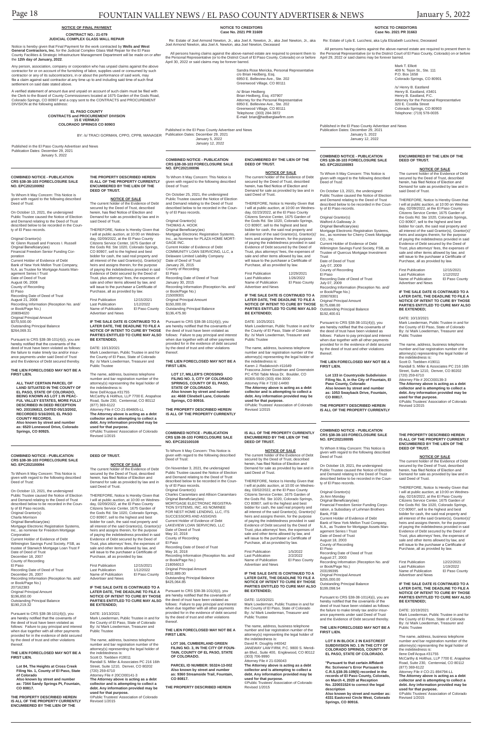## NOTICE OF FINAL PAYMENT

**CONTRACT NO.: 21-079**
**JUDICIAL COMPLEX GLASS WALL REPAIR**

Notice is hereby given that Final Payment for the work contracted by **Wells and West General Contractors, Inc.** for the Judicial Complex Glass Wall Repair for the El Paso County Facilities & Strategic Infrastructure Management Department will be made on or after the **12th day of January, 2022**.

Any person, association, company or corporation who has unpaid claims against the above contractor for or on account of the furnishing of labor, supplies used or consumed by such contractor or any of its subcontractors, in or about the performance of said work, may file a claim against said contractor at any time up to and including said time of such final settlement on said date stated above.

A verified statement of amount due and unpaid on account of such claim must be filed with the Clerk to the Board of County Commissioners located at 1675 Garden of the Gods Road, Colorado Springs, CO 80907 and a copy sent to the CONTRACTS and PROCUREMENT DIVISION at the following address:

**EL PASO COUNTY**
**CONTRACTS and PROCUREMENT DIVISION**
**15 E VERMIJO**
**COLORADO SPRINGS CO 80903**

BY: /s/ TRACI GORMAN, CPPO, CPPB, MANAGER

Published in the El Paso County Advertiser and News
Publication Dates: December 29, 2021
January 5, 2022

---

## NOTICE TO CREDITORS
## Case No. 2021 PR 31609

Re: Estate of Joel Armond Newton, Jr., aka Joel A. Newton, Jr., aka Joel Newton, Jr., aka Joel Armond Newton, aka Joel A. Newton, aka Joel Newton, Deceased

All persons having claims against the above-named estate are required to present them to the Personal Representative (or to the District Court of El Paso County, Colorado) on or before April 30, 2022 or said claims may be forever barred.

Sandra Rose Mericka, Personal Representative
c/o Brian Hedberg, Esq.
6950 E. Belleview Ave., Ste. 202
Greenwood Village, CO 80111

/s/ Brian Hedberg
Brian Hedberg, Esq. #37907
Attorney for the Personal Representative
6950 E. Belleview Ave., Ste. 202
Greenwood Village, CO 80111
Telephone: (303) 284-3872
E-mail: brian@hedberglawfirm.com

Published in the El Paso County Advertiser and News
Publication Dates: December 29, 2021
January 5, 2022
January 12, 2022

---

## NOTICE TO CREDITORS
## Case No. 2021 PR 31663

Re: Estate of Lyla E. Lucchesi, aka Lyla Elizabeth Lucchesi, Deceased

All persons having claims against the above-named estate are required to present them to the Personal Representative (or to the District Court of El Paso County, Colorado) on or before April 29, 2022 or said claims may be forever barred.

Mark T. Elliott
409 N. Tejon St., Ste. 111
P.O. Box 1658
Colorado Springs, CO 80901

/s/ Henry B. Eastland
Henry B. Eastland, #3401
Henry B. Eastland, P.C.
Attorney for the Personal Representative
320 E. Costilla Street
Colorado Springs, CO 80903
Telephone: (719) 578-0035

Published in the El Paso County Advertiser and News
Publication Dates: December 29, 2021
January 5, 2022
January 12, 2022

---

### COMBINED NOTICE - PUBLICATION CRS §38-38-103 FORECLOSURE SALE NO. EPC202100092

To Whom It May Concern: This Notice is given with regard to the following described Deed of Trust:

On October 13, 2021, the undersigned Public Trustee caused the Notice of Election and Demand relating to the Deed of Trust described below to be recorded in the County of El Paso records.

Original Grantor(s)
W. Glenn Russell and Frances I. Russell
Original Beneficiary(ies)
Financial Freedom Senior Funding Corporation
Current Holder of Evidence of Debt
Bank of New York Mellon Trust Company, N.A. as Trustee for Mortgage Assets Management Series I Trust
Date of Deed of Trust
August 06, 2008
County of Recording
El Paso
Recording Date of Deed of Trust
August 21, 2008
Recording Information (Reception No. and/ or Book/Page No.)
208094020
Original Principal Amount
$370,500.00
Outstanding Principal Balance
$264,069.31

Pursuant to CRS §38-38-101(4)(i), you are hereby notified that the covenants of the deed of trust have been violated as follows: the failure to make timely tax and/or insurance payments under said Deed of Trust and the Evidence of Debt secured thereby.

**THE LIEN FORECLOSED MAY NOT BE A FIRST LIEN.**

**ALL THAT CERTAIN PARCEL OF LAND SITUATED IN THE COUNTY OF EL PASO, STATE OF COLORADO, BEING KNOWN AS LOT 1 IN PEACEFUL VALLEY ESTATES, MORE FULLY DESCRIBED IN DEED RECEPTION NO. 203106813, DATED 05/13/2002, RECORDED 5/16/2003, EL PASO COUNTY RECORDS.**
**Also known by street and number as: 6520 Lonewood Drive, Colorado Springs, CO 80925.**

**THE PROPERTY DESCRIBED HEREIN IS ALL OF THE PROPERTY CURRENTLY ENCUMBERED BY THE LIEN OF THE DEED OF TRUST.**

#### NOTICE OF SALE

The current holder of the Evidence of Debt secured by the Deed of Trust, described herein, has filed Notice of Election and Demand for sale as provided by law and in said Deed of Trust.

THEREFORE, Notice Is Hereby Given that I will at public auction, at 10:00 on Wednesday, 02/09/2022, at the El Paso County Citizens Service Center, 1675 Garden of the Gods Rd. Ste 1020, Colorado Springs, CO 80907, sell to the highest and best bidder for cash, the said real property and all interest of the said Grantor(s), Grantor(s)' heirs and assigns therein, for the purpose of paying the indebtedness provided in said Evidence of Debt secured by the Deed of Trust, plus attorneys' fees, the expenses of sale and other items allowed by law, and will issue to the purchaser a Certificate of Purchase, all as provided by law.

First Publication 12/15/2021
Last Publication 1/12/2022
Name of Publication El Paso County Advertiser and News

**IF THE SALE DATE IS CONTINUED TO A LATER DATE, THE DEADLINE TO FILE A NOTICE OF INTENT TO CURE BY THOSE PARTIES ENTITLED TO CURE MAY ALSO BE EXTENDED;**

DATE: 10/13/2021
Mark Lowderman, Public Trustee in and for the County of El Paso, State of Colorado
By: /s/ Mark Lowderman, Treasurer and Public Trustee

The name, address, business telephone number and bar registration number of the attorney(s) representing the legal holder of the indebtedness is:
Ilene Dell'Acqua #31755
McCarthy & Holthus, LLP 7700 E. Arapahoe Road, Suite 230, Centennial, CO 80112
(877) 369-6122
Attorney File # CO-21-894805-LL
**The Attorney above is acting as a debt collector and is attempting to collect a debt. Any information provided may be used for that purpose.**
©Public Trustees' Association of Colorado Revised 1/2015

---

### COMBINED NOTICE - PUBLICATION CRS §38-38-103 FORECLOSURE SALE NO. EPC202100096

To Whom It May Concern: This Notice is given with regard to the following described Deed of Trust:

On October 25, 2021, the undersigned Public Trustee caused the Notice of Election and Demand relating to the Deed of Trust described below to be recorded in the County of El Paso records.

Original Grantor(s)
THOMAS A. HOOK
Original Beneficiary(ies)
Mortgage Electronic Registration Systems, Inc., as Nominee for PLAZA HOME MORTGAGE INC.
Current Holder of Evidence of Debt
COMMUNITY LOAN SERVICING, LLC, a Delaware Limited Liability Company
Date of Deed of Trust
January 26, 2015
County of Recording
El Paso
Recording Date of Deed of Trust
January 30, 2015
Recording Information (Reception No. and/ or Book/Page No.)
215009301
Original Principal Amount
$150,000.00
Outstanding Principal Balance
$136,475.90

Pursuant to CRS §38-38-101(4)(i), you are hereby notified that the covenants of the deed of trust have been violated as follows: Failure to pay principal and interest when due together with all other payments provided for in the evidence of debt secured by the deed of trust and other violations thereof.

**THE LIEN FORECLOSED MAY NOT BE A FIRST LIEN.**

**LOT 17, MILLER'S CROSSING FILING NO. 3, CITY OF COLORADO SPRINGS, COUNTY OF EL PASO, STATE OF COLORADO.**
**Also known by street and number as: 4668 Cliveden Lane, Colorado Springs, CO 80916.**

**THE PROPERTY DESCRIBED HEREIN IS ALL OF THE PROPERTY CURRENTLY ENCUMBERED BY THE LIEN OF THE DEED OF TRUST.**

#### NOTICE OF SALE

The current holder of the Evidence of Debt secured by the Deed of Trust, described herein, has filed Notice of Election and Demand for sale as provided by law and in said Deed of Trust.

THEREFORE, Notice Is Hereby Given that I will at public auction, at 10:00 on Wednesday, 02/23/2022, at the El Paso County Citizens Service Center, 1675 Garden of the Gods Rd. Ste 1020, Colorado Springs, CO 80907, sell to the highest and best bidder for cash, the said real property and all interest of the said Grantor(s), Grantor(s)' heirs and assigns therein, for the purpose of paying the indebtedness provided in said Evidence of Debt secured by the Deed of Trust, plus attorneys' fees, the expenses of sale and other items allowed by law, and will issue to the purchaser a Certificate of Purchase, all as provided by law.

First Publication 12/29/2021
Last Publication 1/26/2022
Name of Publication El Paso County Advertiser and News

**IF THE SALE DATE IS CONTINUED TO A LATER DATE, THE DEADLINE TO FILE A NOTICE OF INTENT TO CURE BY THOSE PARTIES ENTITLED TO CURE MAY ALSO BE EXTENDED;**

DATE: 10/25/2021
Mark Lowderman, Public Trustee in and for the County of El Paso, State of Colorado
By: /s/ Mark Lowderman, Treasurer and Public Trustee

The name, address, business telephone number and bar registration number of the attorney(s) representing the legal holder of the indebtedness is:
Karen J. Radakovich #11649
Frascona Joiner Goodman and Greenstein PC 4750 Table Mesa Dr., Boulder, CO 80305-5500 (303) 494-3000
Attorney File # 7192-14490
**The Attorney above is acting as a debt collector and is attempting to collect a debt. Any information provided may be used for that purpose.**
©Public Trustees' Association of Colorado Revised 1/2015

---

### COMBINED NOTICE - PUBLICATION CRS §38-38-103 FORECLOSURE SALE NO. EPC202100093

To Whom It May Concern: This Notice is given with regard to the following described Deed of Trust:

On October 13, 2021, the undersigned Public Trustee caused the Notice of Election and Demand relating to the Deed of Trust described below to be recorded in the County of El Paso records.

Original Grantor(s)
Walford A Galloway Jr.
Original Beneficiary(ies)
Mortgage Electronic Registration Systems, Inc., as nominee for Cherry Creek Mortgage CO., Inc.
Current Holder of Evidence of Debt
Wilmington Savings Fund Society, FSB, as Trustee of Quercus Mortgage Investment Trust
Date of Deed of Trust
July 07, 2009
County of Recording
El Paso
Recording Date of Deed of Trust
July 07, 2009
Recording Information (Reception No. and/ or Book/Page No.)
209078301
Original Principal Amount
$175,698.00
Outstanding Principal Balance
$192,400.61

Pursuant to CRS §38-38-101(4)(i), you are hereby notified that the covenants of the deed of trust have been violated as follows: Failure to pay principal and interest when due together with all other payments provided for in the evidence of debt secured by the deed of trust and other violations thereof.

**THE LIEN FORECLOSED MAY NOT BE A FIRST LIEN.**

**Lot 133 in Countryside Subdivision Filing No. 8, in the City of Fountain, El Paso County, Colorado**
**Also known by street and number as: 1053 Swayback Drive, Fountain, CO 80817.**

**THE PROPERTY DESCRIBED HEREIN IS ALL OF THE PROPERTY CURRENTLY ENCUMBERED BY THE LIEN OF THE DEED OF TRUST.**

#### NOTICE OF SALE

The current holder of the Evidence of Debt secured by the Deed of Trust, described herein, has filed Notice of Election and Demand for sale as provided by law and in said Deed of Trust.

THEREFORE, Notice Is Hereby Given that I will at public auction, at 10:00 on Wednesday, 02/09/2022, at the El Paso County Citizens Service Center, 1675 Garden of the Gods Rd. Ste 1020, Colorado Springs, CO 80907, sell to the highest and best bidder for cash, the said real property and all interest of the said Grantor(s), Grantor(s)' heirs and assigns therein, for the purpose of paying the indebtedness provided in said Evidence of Debt secured by the Deed of Trust, plus attorneys' fees, the expenses of sale and other items allowed by law, and will issue to the purchaser a Certificate of Purchase, all as provided by law.

First Publication 12/15/2021
Last Publication 1/12/2022
Name of Publication El Paso County Advertiser and News

**IF THE SALE DATE IS CONTINUED TO A LATER DATE, THE DEADLINE TO FILE A NOTICE OF INTENT TO CURE BY THOSE PARTIES ENTITLED TO CURE MAY ALSO BE EXTENDED;**

DATE: 10/13/2021
Mark Lowderman, Public Trustee in and for the County of El Paso, State of Colorado
By: /s/ Mark Lowderman, Treasurer and Public Trustee

The name, address, business telephone number and bar registration number of the attorney(s) representing the legal holder of the indebtedness is:
Scott D. Toebben #19011
Randall S. Miller & Associates PC 216 16th Street, Suite 1210, Denver, CO 80202
(720) 259-6710
Attorney File # 20CO00139-3
**The Attorney above is acting as a debt collector and is attempting to collect a debt. Any information provided may be used for that purpose.**
©Public Trustees' Association of Colorado Revised 1/2015

---

### COMBINED NOTICE - PUBLICATION CRS §38-38-103 FORECLOSURE SALE NO. EPC202100094

To Whom It May Concern: This Notice is given with regard to the following described Deed of Trust:

On October 13, 2021, the undersigned Public Trustee caused the Notice of Election and Demand relating to the Deed of Trust described below to be recorded in the County of El Paso records.

Original Grantor(s)
Charla Morrison
Original Beneficiary(ies)
Mortgage Electronic Registration Systems, Inc., as nominee for Freedom Mortgage Corporation
Current Holder of Evidence of Debt
Wilmington Savings Fund Society, FSB, as trustee of Stanwich Mortgage Loan Trust F
Date of Deed of Trust
December 18, 2007
County of Recording
El Paso
Recording Date of Deed of Trust
December 26, 2007
Recording Information (Reception No. and/ or Book/Page No.)
207162383
Original Principal Amount
$196,850.00
Outstanding Principal Balance
$190,219.32

Pursuant to CRS §38-38-101(4)(i), you are hereby notified that the covenants of the deed of trust have been violated as follows: Failure to pay principal and interest when due together with all other payments provided for in the evidence of debt secured by the deed of trust and other violations thereof.

**THE LIEN FORECLOSED MAY NOT BE A FIRST LIEN.**

**Lot 84, The Heights at Cross Creek Filing No. 1, County of El Paso, State of Colorado**
**Also known by street and number as: 7344 Sandy Springs Pt, Fountain, CO 80817.**

**THE PROPERTY DESCRIBED HEREIN IS ALL OF THE PROPERTY CURRENTLY ENCUMBERED BY THE LIEN OF THE DEED OF TRUST.**

#### NOTICE OF SALE

The current holder of the Evidence of Debt secured by the Deed of Trust, described herein, has filed Notice of Election and Demand for sale as provided by law and in said Deed of Trust.

THEREFORE, Notice Is Hereby Given that I will at public auction, at 10:00 on Wednesday, 02/09/2022, at the El Paso County Citizens Service Center, 1675 Garden of the Gods Rd. Ste 1020, Colorado Springs, CO 80907, sell to the highest and best bidder for cash, the said real property and all interest of the said Grantor(s), Grantor(s)' heirs and assigns therein, for the purpose of paying the indebtedness provided in said Evidence of Debt secured by the Deed of Trust, plus attorneys' fees, the expenses of sale and other items allowed by law, and will issue to the purchaser a Certificate of Purchase, all as provided by law.

First Publication 12/15/2021
Last Publication 1/12/2022
Name of Publication El Paso County Advertiser and News

**IF THE SALE DATE IS CONTINUED TO A LATER DATE, THE DEADLINE TO FILE A NOTICE OF INTENT TO CURE BY THOSE PARTIES ENTITLED TO CURE MAY ALSO BE EXTENDED;**

DATE: 10/13/2021
Mark Lowderman, Public Trustee in and for the County of El Paso, State of Colorado
By: /s/ Mark Lowderman, Treasurer and Public Trustee

The name, address, business telephone number and bar registration number of the attorney(s) representing the legal holder of the indebtedness is:
Scott D. Toebben #19011
Randall S. Miller & Associates PC 216 16th Street, Suite 1210, Denver, CO 80202
(720) 259-6710
Attorney File # 20CO00141-3
**The Attorney above is acting as a debt collector and is attempting to collect a debt. Any information provided may be used for that purpose.**
©Public Trustees' Association of Colorado Revised 1/2015

---

### COMBINED NOTICE - PUBLICATION CRS §38-38-103 FORECLOSURE SALE NO. EPC202100108

To Whom It May Concern: This Notice is given with regard to the following described Deed of Trust:

On November 3, 2021, the undersigned Public Trustee caused the Notice of Election and Demand relating to the Deed of Trust described below to be recorded in the County of El Paso records.

Original Grantor(s)
Charles Ciaramitaro and Allison Ciaramitaro
Original Beneficiary(ies)
MORTGAGE ELECTRONIC REGISTRATION SYSTEMS, INC. AS NOMINEE FOR NEST HOME LENDING, LLC, ITS SUCCESSORS AND ASSIGNS
Current Holder of Evidence of Debt
LAKEVIEW LOAN SERVICING, LLC
Date of Deed of Trust
May 10, 2018
County of Recording
El Paso
Recording Date of Deed of Trust
May 16, 2018
Recording Information (Reception No. and/ or Book/Page No.)
218056013
Original Principal Amount
$432,889.00
Outstanding Principal Balance
$425,064.85

Pursuant to CRS §38-38-101(4)(i), you are hereby notified that the covenants of the deed of trust have been violated as follows: Failure to pay principal and interest when due together with all other payments provided for in the evidence of debt secured by the deed of trust and other violations thereof.

**THE LIEN FORECLOSED MAY NOT BE A FIRST LIEN.**

**LOT 166, CUMBERLAND GREEN FILING NO. 3, IN THE CITY OF FOUNTAIN, COUNTY OF EL PASO, STATE OF COLORADO.**

**PARCEL ID NUMBER: 55324-13-002**
**Also known by street and number as: 9360 Streamside Trail, Fountain, CO 80817.**

**THE PROPERTY DESCRIBED HEREIN IS ALL OF THE PROPERTY CURRENTLY ENCUMBERED BY THE LIEN OF THE DEED OF TRUST.**

#### NOTICE OF SALE

The current holder of the Evidence of Debt secured by the Deed of Trust, described herein, has filed Notice of Election and Demand for sale as provided by law and in said Deed of Trust.

THEREFORE, Notice Is Hereby Given that I will at public auction, at 10:00 on Wednesday, 03/02/2022, at the El Paso County Citizens Service Center, 1675 Garden of the Gods Rd. Ste 1020, Colorado Springs, CO 80907, sell to the highest and best bidder for cash, the said real property and all interest of the said Grantor(s), Grantor(s)' heirs and assigns therein, for the purpose of paying the indebtedness provided in said Evidence of Debt secured by the Deed of Trust, plus attorneys' fees, the expenses of sale and other items allowed by law, and will issue to the purchaser a Certificate of Purchase, all as provided by law.

First Publication 1/5/2022
Last Publication 2/2/2022
Name of Publication El Paso County Advertiser and News

**IF THE SALE DATE IS CONTINUED TO A LATER DATE, THE DEADLINE TO FILE A NOTICE OF INTENT TO CURE BY THOSE PARTIES ENTITLED TO CURE MAY ALSO BE EXTENDED;**

DATE: 11/03/2021
Mark Lowderman, Public Trustee in and for the County of El Paso, State of Colorado
By: /s/ Mark Lowderman, Treasurer and Public Trustee

The name, address, business telephone number and bar registration number of the attorney(s) representing the legal holder of the indebtedness is:
David R. Doughty #40042
JANEWAY LAW FIRM, P.C. 9800 S. Meridian Blvd., Suite 400, Englewood, CO 80112
(303) 706-9990
Attorney File # 21-026043
**The Attorney above is acting as a debt collector and is attempting to collect a debt. Any information provided may be used for that purpose.**
©Public Trustees' Association of Colorado Revised 1/2015

---

### COMBINED NOTICE - PUBLICATION CRS §38-38-103 FORECLOSURE SALE NO. EPC202100095

To Whom It May Concern: This Notice is given with regard to the following described Deed of Trust:

On October 19, 2021, the undersigned Public Trustee caused the Notice of Election and Demand relating to the Deed of Trust described below to be recorded in the County of El Paso records.

Original Grantor(s)
Jo Ann Monday
Original Beneficiary(ies)
Financial Freedom Senior Funding Corporation, a Subsidiary of Lehman Brothers Bank, FSB
Current Holder of Evidence of Debt
Bank of New York Mellon Trust Company, N.A., as Trustee for Mortgage Assets Management Series I Trust
Date of Deed of Trust
August 18, 2003
County of Recording
El Paso
Recording Date of Deed of Trust
August 27, 2003
Recording Information (Reception No. and/ or Book/Page No.)
203199395
Original Principal Amount
$255,000.00
Outstanding Principal Balance
$199,098.54

Pursuant to CRS §38-38-101(4)(i), you are hereby notified that the covenants of the deed of trust have been violated as follows: the failure to make timely tax and/or insurance payments under said Deed of Trust and the Evidence of Debt secured thereby.

**THE LIEN FORECLOSED MAY NOT BE A FIRST LIEN.**

**LOT 8 IN BLOCK 2 IN EASTCREST SUBDIVISION NO. 1 IN THE CITY OF COLORADO SPRINGS, COUNTY OF EL PASO, STATE OF COLORADO.**

**\*Pursuant to that certain Affidavit Re: Scrivener's Error Pursuant to C.R.S.§38-35-109(5) recorded in the records of El Paso County, Colorado, on March 4, 2020 at Reception No. 220031524 to correct the legal description**
**Also known by street and number as: 4331 Eastcrest Circle West, Colorado Springs, CO 80916.**

**THE PROPERTY DESCRIBED HEREIN IS ALL OF THE PROPERTY CURRENTLY ENCUMBERED BY THE LIEN OF THE DEED OF TRUST.**

#### NOTICE OF SALE

The current holder of the Evidence of Debt secured by the Deed of Trust, described herein, has filed Notice of Election and Demand for sale as provided by law and in said Deed of Trust.

THEREFORE, Notice Is Hereby Given that I will at public auction, at 10:00 on Wednesday, 02/16/2022, at the El Paso County Citizens Service Center, 1675 Garden of the Gods Rd. Ste 1020, Colorado Springs, CO 80907, sell to the highest and best bidder for cash, the said real property and all interest of the said Grantor(s), Grantor(s)' heirs and assigns therein, for the purpose of paying the indebtedness provided in said Evidence of Debt secured by the Deed of Trust, plus attorneys' fees, the expenses of sale and other items allowed by law, and will issue to the purchaser a Certificate of Purchase, all as provided by law.

First Publication 12/22/2021
Last Publication 1/19/2022
Name of Publication El Paso County Advertiser and News

**IF THE SALE DATE IS CONTINUED TO A LATER DATE, THE DEADLINE TO FILE A NOTICE OF INTENT TO CURE BY THOSE PARTIES ENTITLED TO CURE MAY ALSO BE EXTENDED;**

DATE: 10/19/2021
Mark Lowderman, Public Trustee in and for the County of El Paso, State of Colorado
By: /s/ Mark Lowderman, Treasurer and Public Trustee

The name, address, business telephone number and bar registration number of the attorney(s) representing the legal holder of the indebtedness is:
Ilene Dell'Acqua #31755
McCarthy & Holthus, LLP 7700 E. Arapahoe Road, Suite 230, Centennial, CO 80112
(877) 369-6122
Attorney File # CO-21-894794-LL
**The Attorney above is acting as a debt collector and is attempting to collect a debt. Any information provided may be used for that purpose.**
©Public Trustees' Association of Colorado Revised 1/2015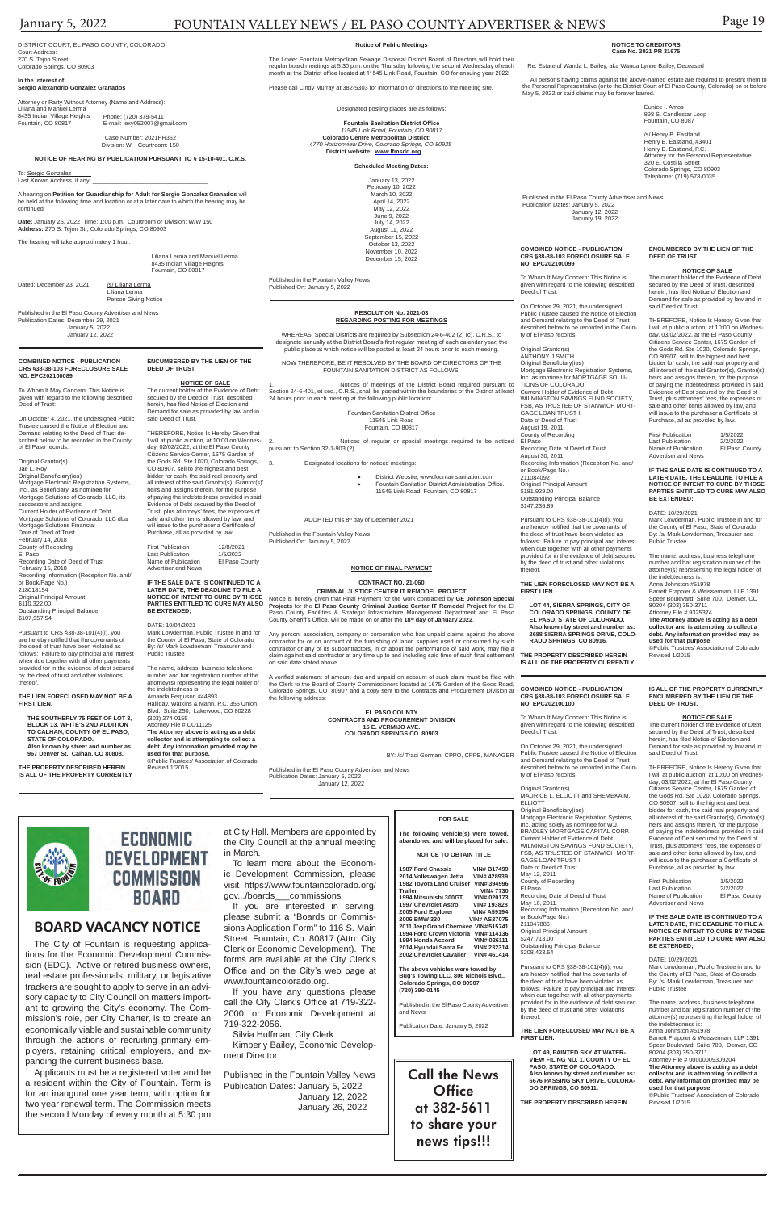DISTRICT COURT, EL PASO COUNTY, COLORADO
Court Address:
270 S. Tejon Street
Colorado Springs, CO 80903

**In the Interest of:**
**Sergio Alexandrio Gonzalez Granados**

Attorney or Party Without Attorney (Name and Address):
Liliana and Manuel Lerma
8435 Indian Village Heights Phone: (720) 379-5411
Fountain, CO 80817 E-mail: lexy052007@gmail.com

Case Number: 2021PR352
Division: W Courtroom: 150

**NOTICE OF HEARING BY PUBLICATION PURSUANT TO § 15-10-401, C.R.S.**

To: Sergio Gonzalez
Last Known Address, if any: ___________________

A hearing on **Petition for Guardianship for Adult for Sergio Gonzalez Granados** will be held at the following time and location or at a later date to which the hearing may be continued:

**Date:** January 25, 2022 Time: 1:00 p.m. Courtroom or Division: W/W 150
**Address:** 270 S. Tejon St., Colorado Springs, CO 80903

The hearing will take approximately 1 hour.

Liliana Lerma and Manuel Lerma
8435 Indian Village Heights
Fountain, CO 80817

Dated: December 23, 2021 /s/ Liliana Lerma
Liliana Lerma
Person Giving Notice

Published in the El Paso County Advertiser and News
Publication Dates: December 29, 2021
January 5, 2022
January 12, 2022

**COMBINED NOTICE - PUBLICATION CRS §38-38-103 FORECLOSURE SALE NO. EPC202100089**

To Whom It May Concern: This Notice is given with regard to the following described Deed of Trust:

On October 4, 2021, the undersigned Public Trustee caused the Notice of Election and Demand relating to the Deed of Trust described below to be recorded in the County of El Paso records.

Original Grantor(s)
Jae L. Roy
Original Beneficiary(ies)
Mortgage Electronic Registration Systems, Inc., as Beneficiary, as nominee for Mortgage Solutions of Colorado, LLC, its successors and assigns
Current Holder of Evidence of Debt
Mortgage Solutions of Colorado, LLC dba Mortgage Solutions Financial
Date of Deed of Trust
February 14, 2018
County of Recording
El Paso
Recording Date of Deed of Trust
February 15, 2018
Recording Information (Reception No. and/ or Book/Page No.)
218018154
Original Principal Amount
$110,322.00
Outstanding Principal Balance
$107,957.54

Pursuant to CRS §38-38-101(4)(i), you are hereby notified that the covenants of the deed of trust have been violated as follows: Failure to pay principal and interest when due together with all other payments provided for in the evidence of debt secured by the deed of trust and other violations thereof.

**THE LIEN FORECLOSED MAY NOT BE A FIRST LIEN.**

**THE SOUTHERLY 75 FEET OF LOT 3, BLOCK 13, WHITE'S 2ND ADDITION TO CALHAN, COUNTY OF EL PASO, STATE OF COLORADO.**
**Also known by street and number as: 967 Denver St., Calhan, CO 80808.**

**THE PROPERTY DESCRIBED HEREIN IS ALL OF THE PROPERTY CURRENTLY ENCUMBERED BY THE LIEN OF THE DEED OF TRUST.**

**NOTICE OF SALE**

The current holder of the Evidence of Debt secured by the Deed of Trust, described herein, has filed Notice of Election and Demand for sale as provided by law and in said Deed of Trust.

THEREFORE, Notice Is Hereby Given that I will at public auction, at 10:00 on Wednesday, 02/02/2022, at the El Paso County Citizens Service Center, 1675 Garden of the Gods Rd. Ste 1020, Colorado Springs, CO 80907, sell to the highest and best bidder for cash, the said real property and all interest of the said Grantor(s), Grantor(s)' heirs and assigns therein, for the purpose of paying the indebtedness provided in said Evidence of Debt secured by the Deed of Trust, plus attorneys' fees, the expenses of sale and other items allowed by law, and will issue to the purchaser a Certificate of Purchase, all as provided by law.

| | |
|---|---|
| First Publication | 12/8/2021 |
| Last Publication | 1/5/2022 |
| Name of Publication | El Paso County Advertiser and News |

**IF THE SALE DATE IS CONTINUED TO A LATER DATE, THE DEADLINE TO FILE A NOTICE OF INTENT TO CURE BY THOSE PARTIES ENTITLED TO CURE MAY ALSO BE EXTENDED;**

DATE: 10/04/2021
Mark Lowderman, Public Trustee in and for the County of El Paso, State of Colorado
By: /s/ Mark Lowderman, Treasurer and Public Trustee

The name, address, business telephone number and bar registration number of the attorney(s) representing the legal holder of the indebtedness is:
Amanda Ferguson #44893
Halliday, Watkins & Mann, P.C. 355 Union Blvd., Suite 250, Lakewood, CO 80228
(303) 274-0155
Attorney File # CO11125
**The Attorney above is acting as a debt collector and is attempting to collect a debt. Any information provided may be used for that purpose.**
©Public Trustees' Association of Colorado Revised 1/2015

**Notice of Public Meetings**

The Lower Fountain Metropolitan Sewage Disposal District Board of Directors will hold their regular board meetings at 5:30 p.m. on the Thursday following the second Wednesday of each month at the District office located at 11545 Link Road, Fountain, CO for ensuing year 2022.

Please call Cindy Murray at 382-5303 for information or directions to the meeting site.

Designated posting places are as follows:

**Fountain Sanitation District Office**
*11545 Link Road, Fountain, CO 80817*
**Colorado Centre Metropolitan District**;
*4770 Horizonview Drive, Colorado Springs, CO 80925*
**District website: www.lfmsdd.org**

**Scheduled Meeting Dates:**

January 13, 2022
February 10, 2022
March 10, 2022
April 14, 2022
May 12, 2022
June 9, 2022
July 14, 2022
August 11, 2022
September 15, 2022
October 13, 2022
November 10, 2022
December 15, 2022

Published in the Fountain Valley News
Published On: January 5, 2022

**RESOLUTION No. 2021-03**
**REGARDING POSTING FOR MEETINGS**

WHEREAS, Special Districts are required by Subsection 24-6-402 (2) (c), C.R.S., to designate annually at the District Board's first regular meeting of each calendar year, the public place at which notice will be posted at least 24 hours prior to each meeting.

NOW THEREFORE, BE IT RESOLVED BY THE BOARD OF DIRECTORS OF THE FOUNTAIN SANITATION DISTRICT AS FOLLOWS:

1. Notices of meetings of the District Board required pursuant to Section 24-6-401, et seq., C.R.S., shall be posted within the boundaries of the District at least 24 hours prior to each meeting at the following public location:

Fountain Sanitation District Office
11545 Link Road
Fountain, CO 80817

2. Notices of regular or special meetings required to be noticed pursuant to Section 32-1-903 (2).

3. Designated locations for noticed meetings:

- District Website; www.fountainsanitation.com
- Fountain Sanitation District Administration Office. 11545 Link Road, Fountain, CO 80817

ADOPTED this 8th day of December 2021

Published in the Fountain Valley News
Published On: January 5, 2022

**NOTICE OF FINAL PAYMENT**

**CONTRACT NO. 21-060**
**CRIMINAL JUSTICE CENTER IT REMODEL PROJECT**

Notice is hereby given that Final Payment for the work contracted by **GE Johnson Special Projects** for the **El Paso County Criminal Justice Center IT Remodel Project** for the El Paso County Facilities & Strategic Infrastructure Management Department and El Paso County Sheriff's Office, will be made on or after the **18th day of January 2022**.

Any person, association, company or corporation who has unpaid claims against the above contractor for or on account of the furnishing of labor, supplies used or consumed by such contractor or any of its subcontractors, in or about the performance of said work, may file a claim against said contractor at any time up to and including said time of such final settlement on said date stated above.

A verified statement of amount due and unpaid on account of such claim must be filed with the Clerk to the Board of County Commissioners located at 1675 Garden of the Gods Road, Colorado Springs, CO 80907 and a copy sent to the Contracts and Procurement Division at the following address:

**EL PASO COUNTY**
**CONTRACTS AND PROCUREMENT DIVISION**
**15 E. VERMIJO AVE.**
**COLORADO SPRINGS CO 80903**

BY: /s/ Traci Gorman, CPPO, CPPB, MANAGER

Published in the El Paso County Advertiser and News
Publication Dates: January 5, 2022
January 12, 2022

**NOTICE TO CREDITORS**
**Case No. 2021 PR 31675**

Re: Estate of Wanda L. Bailey, aka Wanda Lynne Bailey, Deceased

All persons having claims against the above-named estate are required to present them to the Personal Representative (or to the District Court of El Paso County, Colorado) on or before May 5, 2022 or said claims may be forever barred.

Eunice I. Amos
898 S. Candlestar Loop
Fountain, CO 8087

/s/ Henry B. Eastland
Henry B. Eastland, #3401
Henry B. Eastland, P.C.
Attorney for the Personal Representative
320 E. Costilla Street
Colorado Springs, CO 80903
Telephone: (719) 578-0035

Published in the El Paso County Advertiser and News
Publication Dates: January 5, 2022
January 12, 2022
January 19, 2022

**COMBINED NOTICE - PUBLICATION CRS §38-38-103 FORECLOSURE SALE NO. EPC202100099**

To Whom It May Concern: This Notice is given with regard to the following described Deed of Trust:

On October 29, 2021, the undersigned Public Trustee caused the Notice of Election and Demand relating to the Deed of Trust described below to be recorded in the County of El Paso records.

Original Grantor(s)
ANTHONY J SMITH
Original Beneficiary(ies)
Mortgage Electronic Registration Systems, Inc. as nominee for MORTGAGE SOLUTIONS OF COLORADO
Current Holder of Evidence of Debt
WILMINGTON SAVINGS FUND SOCIETY, FSB, AS TRUSTEE OF STANWICH MORTGAGE LOAN TRUST I
Date of Deed of Trust
August 19, 2011
County of Recording
El Paso
Recording Date of Deed of Trust
August 30, 2011
Recording Information (Reception No. and/ or Book/Page No.)
211084092
Original Principal Amount
$181,929.00
Outstanding Principal Balance
$147,236.89

Pursuant to CRS §38-38-101(4)(i), you are hereby notified that the covenants of the deed of trust have been violated as follows: Failure to pay principal and interest when due together with all other payments provided for in the evidence of debt secured by the deed of trust and other violations thereof.

**THE LIEN FORECLOSED MAY NOT BE A FIRST LIEN.**

**LOT 44, SIERRA SPRINGS, CITY OF COLORADO SPRINGS, COUNTY OF EL PASO, STATE OF COLORADO.**
**Also known by street and number as: 2688 SIERRA SPRINGS DRIVE, COLORADO SPRINGS, CO 80916.**

**THE PROPERTY DESCRIBED HEREIN IS ALL OF THE PROPERTY CURRENTLY ENCUMBERED BY THE LIEN OF THE DEED OF TRUST.**

**NOTICE OF SALE**

The current holder of the Evidence of Debt secured by the Deed of Trust, described herein, has filed Notice of Election and Demand for sale as provided by law and in said Deed of Trust.

THEREFORE, Notice Is Hereby Given that I will at public auction, at 10:00 on Wednesday, 03/02/2022, at the El Paso County Citizens Service Center, 1675 Garden of the Gods Rd. Ste 1020, Colorado Springs, CO 80907, sell to the highest and best bidder for cash, the said real property and all interest of the said Grantor(s), Grantor(s)' heirs and assigns therein, for the purpose of paying the indebtedness provided in said Evidence of Debt secured by the Deed of Trust, plus attorneys' fees, the expenses of sale and other items allowed by law, and will issue to the purchaser a Certificate of Purchase, all as provided by law.

| | |
|---|---|
| First Publication | 1/5/2022 |
| Last Publication | 2/2/2022 |
| Name of Publication | El Paso County Advertiser and News |

**IF THE SALE DATE IS CONTINUED TO A LATER DATE, THE DEADLINE TO FILE A NOTICE OF INTENT TO CURE BY THOSE PARTIES ENTITLED TO CURE MAY ALSO BE EXTENDED;**

DATE: 10/29/2021
Mark Lowderman, Public Trustee in and for the County of El Paso, State of Colorado
By: /s/ Mark Lowderman, Treasurer and Public Trustee

The name, address, business telephone number and bar registration number of the attorney(s) representing the legal holder of the indebtedness is:
Anna Johnston #51978
Barrett Frappier & Weisserman, LLP 1391 Speer Boulevard, Suite 700, Denver, CO 80204 (303) 350-3711
Attorney File # 9325374
**The Attorney above is acting as a debt collector and is attempting to collect a debt. Any information provided may be used for that purpose.**
©Public Trustees' Association of Colorado Revised 1/2015

**COMBINED NOTICE - PUBLICATION CRS §38-38-103 FORECLOSURE SALE NO. EPC202100100**

To Whom It May Concern: This Notice is given with regard to the following described Deed of Trust:

On October 29, 2021, the undersigned Public Trustee caused the Notice of Election and Demand relating to the Deed of Trust described below to be recorded in the County of El Paso records.

Original Grantor(s)
MAURICE L. ELLIOTT and SHEMEKA M. ELLIOTT
Original Beneficiary(ies)
Mortgage Electronic Registration Systems, Inc. acting solely as nominee for W.J. BRADLEY MORTGAGE CAPITAL CORP.
Current Holder of Evidence of Debt
WILMINGTON SAVINGS FUND SOCIETY, FSB, AS TRUSTEE OF STANWICH MORTGAGE LOAN TRUST I
Date of Deed of Trust
May 12, 2011
County of Recording
El Paso
Recording Date of Deed of Trust
May 16, 2011
Recording Information (Reception No. and/ or Book/Page No.)
211047886
Original Principal Amount
$247,713.00
Outstanding Principal Balance
$208,423.54

Pursuant to CRS §38-38-101(4)(i), you are hereby notified that the covenants of the deed of trust have been violated as follows: Failure to pay principal and interest when due together with all other payments provided for in the evidence of debt secured by the deed of trust and other violations thereof.

**THE LIEN FORECLOSED MAY NOT BE A FIRST LIEN.**

**LOT 49, PAINTED SKY AT WATERVIEW FILING NO. 1, COUNTY OF EL PASO, STATE OF COLORADO.**
**Also known by street and number as: 6676 PASSING SKY DRIVE, COLORADO SPRINGS, CO 80911.**

**THE PROPERTY DESCRIBED HEREIN IS ALL OF THE PROPERTY CURRENTLY ENCUMBERED BY THE LIEN OF THE DEED OF TRUST.**

**NOTICE OF SALE**

The current holder of the Evidence of Debt secured by the Deed of Trust, described herein, has filed Notice of Election and Demand for sale as provided by law and in said Deed of Trust.

THEREFORE, Notice Is Hereby Given that I will at public auction, at 10:00 on Wednesday, 03/02/2022, at the El Paso County Citizens Service Center, 1675 Garden of the Gods Rd. Ste 1020, Colorado Springs, CO 80907, sell to the highest and best bidder for cash, the said real property and all interest of the said Grantor(s), Grantor(s)' heirs and assigns therein, for the purpose of paying the indebtedness provided in said Evidence of Debt secured by the Deed of Trust, plus attorneys' fees, the expenses of sale and other items allowed by law, and will issue to the purchaser a Certificate of Purchase, all as provided by law.

| | |
|---|---|
| First Publication | 1/5/2022 |
| Last Publication | 2/2/2022 |
| Name of Publication | El Paso County Advertiser and News |

**IF THE SALE DATE IS CONTINUED TO A LATER DATE, THE DEADLINE TO FILE A NOTICE OF INTENT TO CURE BY THOSE PARTIES ENTITLED TO CURE MAY ALSO BE EXTENDED;**

DATE: 10/29/2021
Mark Lowderman, Public Trustee in and for the County of El Paso, State of Colorado
By: /s/ Mark Lowderman, Treasurer and Public Trustee

The name, address, business telephone number and bar registration number of the attorney(s) representing the legal holder of the indebtedness is:
Anna Johnston #51978
Barrett Frappier & Weisserman, LLP 1391 Speer Boulevard, Suite 700, Denver, CO 80204 (303) 350-3711
Attorney File # 00000009309204
**The Attorney above is acting as a debt collector and is attempting to collect a debt. Any information provided may be used for that purpose.**
©Public Trustees' Association of Colorado Revised 1/2015

# ECONOMIC DEVELOPMENT COMMISSION BOARD

## BOARD VACANCY NOTICE

The City of Fountain is requesting applications for the Economic Development Commission (EDC). Active or retired business owners, real estate professionals, military, or legislative trackers are sought to apply to serve in an advisory capacity to City Council on matters important to growing the City's economy. The Commission's role, per City Charter, is to create an economically viable and sustainable community through the actions of recruiting primary employers, retaining critical employers, and expanding the current business base.

Applicants must be a registered voter and be a resident within the City of Fountain. Term is for an inaugural one year term, with option for two year renewal term. The Commission meets the second Monday of every month at 5:30 pm at City Hall. Members are appointed by the City Council at the annual meeting in March.

To learn more about the Economic Development Commission, please visit https://www.fountaincolorado.org/gov.../boards___commissions

If you are interested in serving, please submit a "Boards or Commissions Application Form" to 116 S. Main Street, Fountain, Co. 80817 (Attn: City Clerk or Economic Development). The forms are available at the City Clerk's Office and on the City's web page at www.fountaincolorado.org.

If you have any questions please call the City Clerk's Office at 719-322-2000, or Economic Development at 719-322-2056.

Silvia Huffman, City Clerk
Kimberly Bailey, Economic Development Director

Published in the Fountain Valley News
Publication Dates: January 5, 2022
January 12, 2022
January 26, 2022

**FOR SALE**

**The following vehicle(s) were towed, abandoned and will be placed for sale:**

**NOTICE TO OBTAIN TITLE**

| | |
|---|---|
| **1987 Ford Chassis** | **VIN# B17499** |
| **2014 Volkswagen Jetta** | **VIN# 428939** |
| **1982 Toyota Land Cruiser** | **VIN# 394996** |
| **Trailer** | **VIN# 7730** |
| **1994 Mitsubishi 300GT** | **VIN# 020173** |
| **1997 Chevrolet Astro** | **VIN# 193828** |
| **2005 Ford Explorer** | **VIN# A59194** |
| **2006 BMW 330** | **VIN# AS37075** |
| **2011 Jeep Grand Cherokee** | **VIN# 515741** |
| **1994 Ford Crown Victoria** | **VIN# 114136** |
| **1994 Honda Accord** | **VIN# 026111** |
| **2014 Hyundai Santa Fe** | **VIN# 232314** |
| **2002 Chevrolet Cavalier** | **VIN# 461414** |

**The above vehicles were towed by Bug's Towing LLC, 806 Nichols Blvd., Colorado Springs, CO 80907**
**(720) 390-0145**

Published in the El Paso County Advertiser and News

Publication Date: January 5, 2022

**Call the News Office at 382-5611 to share your news tips!!!**